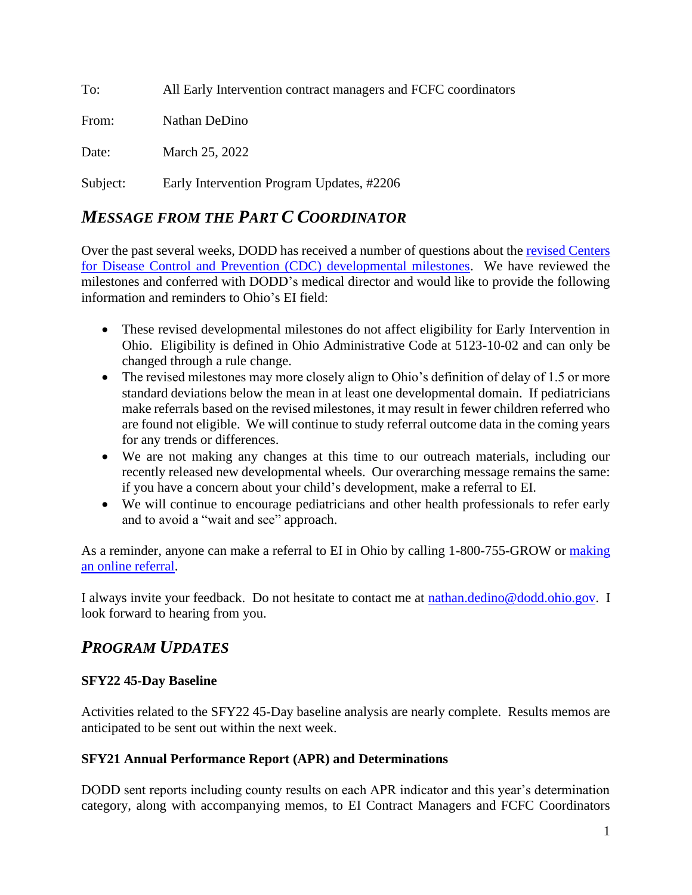To: All Early Intervention contract managers and FCFC coordinators

From: Nathan DeDino

Date: March 25, 2022

Subject: Early Intervention Program Updates, #2206

## *MESSAGE FROM THE PART C COORDINATOR*

Over the past several weeks, DODD has received a number of questions about the revised Centers for Disease Control and Prevention (CDC) developmental milestones. We have reviewed the milestones and conferred with DODD's medical director and would like to provide the following information and reminders to Ohio's EI field:

- These revised developmental milestones do not affect eligibility for Early Intervention in Ohio. Eligibility is defined in Ohio Administrative Code at 5123-10-02 and can only be changed through a rule change.
- The revised milestones may more closely align to Ohio's definition of delay of 1.5 or more standard deviations below the mean in at least one developmental domain. If pediatricians make referrals based on the revised milestones, it may result in fewer children referred who are found not eligible. We will continue to study referral outcome data in the coming years for any trends or differences.
- We are not making any changes at this time to our outreach materials, including our recently released new developmental wheels. Our overarching message remains the same: if you have a concern about your child's development, make a referral to EI.
- We will continue to encourage pediatricians and other health professionals to refer early and to avoid a "wait and see" approach.

As a reminder, anyone can make a referral to EI in Ohio by calling 1-800-755-GROW or making an online referral.

I always invite your feedback. Do not hesitate to contact me at nathan.dedino@dodd.ohio.gov. I look forward to hearing from you.

## *PROGRAM UPDATES*

### SFY22 45-Day Baseline

Activities related to the SFY22 45-Day baseline analysis are nearly complete. Results memos are anticipated to be sent out within the next week.

### SFY21 Annual Performance Report (APR) and Determinations

DODD sent reports including county results on each APR indicator and this year's determination category, along with accompanying memos, to EI Contract Managers and FCFC Coordinators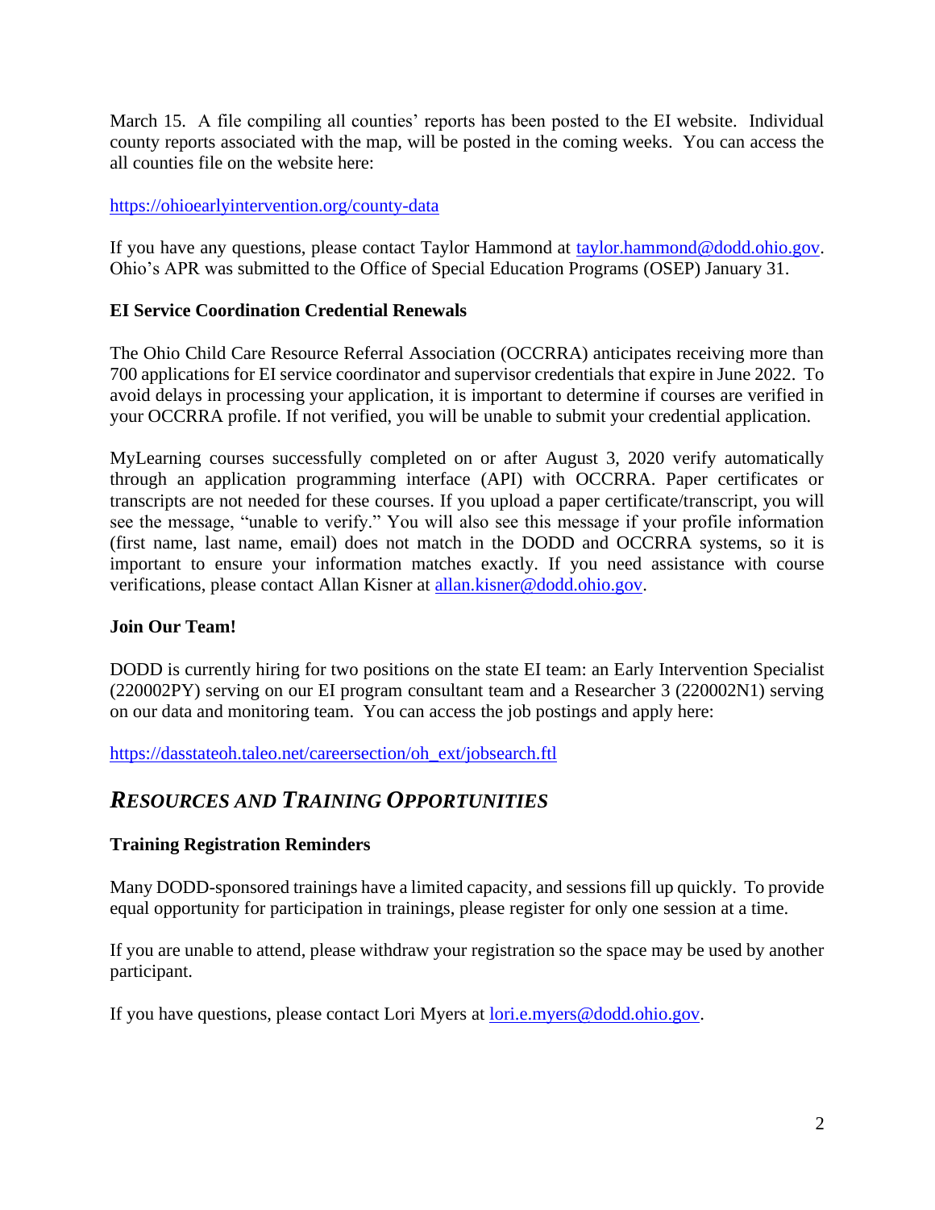March 15. A file compiling all counties' reports has been posted to the EI website. Individual county reports associated with the map, will be posted in the coming weeks. You can access the all counties file on the website here:

https://ohioearlyintervention.org/county-data

If you have any questions, please contact Taylor Hammond at taylor.hammond@dodd.ohio.gov. Ohio's APR was submitted to the Office of Special Education Programs (OSEP) January 31.

### EI Service Coordination Credential Renewals

The Ohio Child Care Resource Referral Association (OCCRRA) anticipates receiving more than 700 applications for EI service coordinator and supervisor credentials that expire in June 2022. To avoid delays in processing your application, it is important to determine if courses are verified in your OCCRRA profile. If not verified, you will be unable to submit your credential application.

MyLearning courses successfully completed on or after August 3, 2020 verify automatically through an application programming interface (API) with OCCRRA. Paper certificates or transcripts are not needed for these courses. If you upload a paper certificate/transcript, you will see the message, "unable to verify." You will also see this message if your profile information (first name, last name, email) does not match in the DODD and OCCRRA systems, so it is important to ensure your information matches exactly. If you need assistance with course verifications, please contact Allan Kisner at allan.kisner@dodd.ohio.gov.

### Join Our Team!

DODD is currently hiring for two positions on the state EI team: an Early Intervention Specialist (220002PY) serving on our EI program consultant team and a Researcher 3 (220002N1) serving on our data and monitoring team. You can access the job postings and apply here:

https://dasstateoh.taleo.net/careersection/oh_ext/jobsearch.ftl

## *RESOURCES AND TRAINING OPPORTUNITIES*

### Training Registration Reminders

Many DODD-sponsored trainings have a limited capacity, and sessions fill up quickly. To provide equal opportunity for participation in trainings, please register for only one session at a time.

If you are unable to attend, please withdraw your registration so the space may be used by another participant.

If you have questions, please contact Lori Myers at lori.e.myers@dodd.ohio.gov.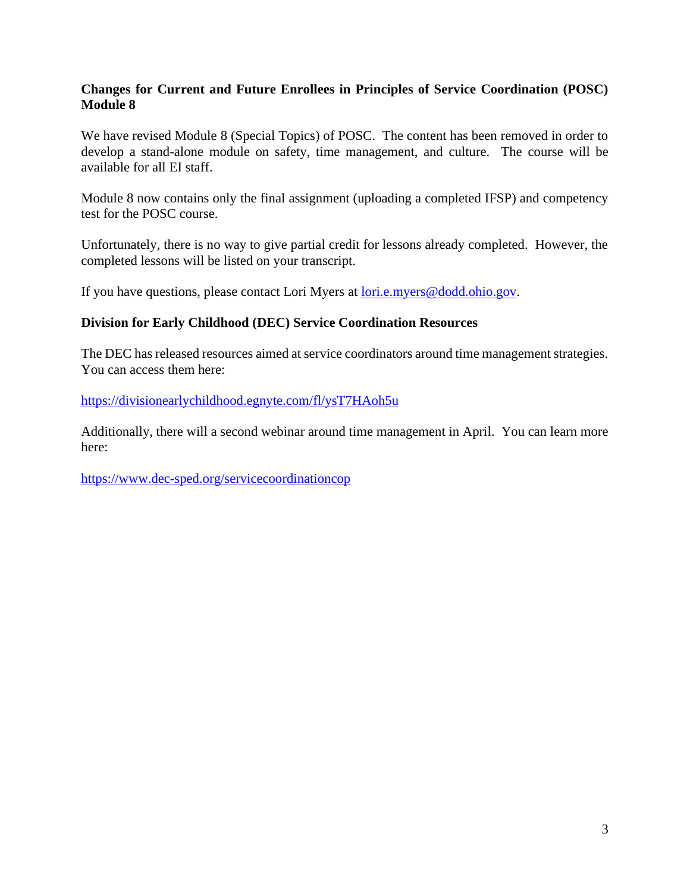**Changes for Current and Future Enrollees in Principles of Service Coordination (POSC) Module 8**

We have revised Module 8 (Special Topics) of POSC. The content has been removed in order to develop a stand-alone module on safety, time management, and culture. The course will be available for all EI staff.

Module 8 now contains only the final assignment (uploading a completed IFSP) and competency test for the POSC course.

Unfortunately, there is no way to give partial credit for lessons already completed. However, the completed lessons will be listed on your transcript.

If you have questions, please contact Lori Myers at [lori.e.myers@dodd.ohio.gov](mailto:lori.e.myers@dodd.ohio.gov).

**Division for Early Childhood (DEC) Service Coordination Resources**

The DEC has released resources aimed at service coordinators around time management strategies. You can access them here:

[https://divisionearlychildhood.egnyte.com/fl/ysT7HAoh5u](https://divisionearlychildhood.egnyte.com/fl/ysT7HAoh5u)

Additionally, there will a second webinar around time management in April. You can learn more here:

[https://www.dec-sped.org/servicecoordinationcop](https://www.dec-sped.org/servicecoordinationcop)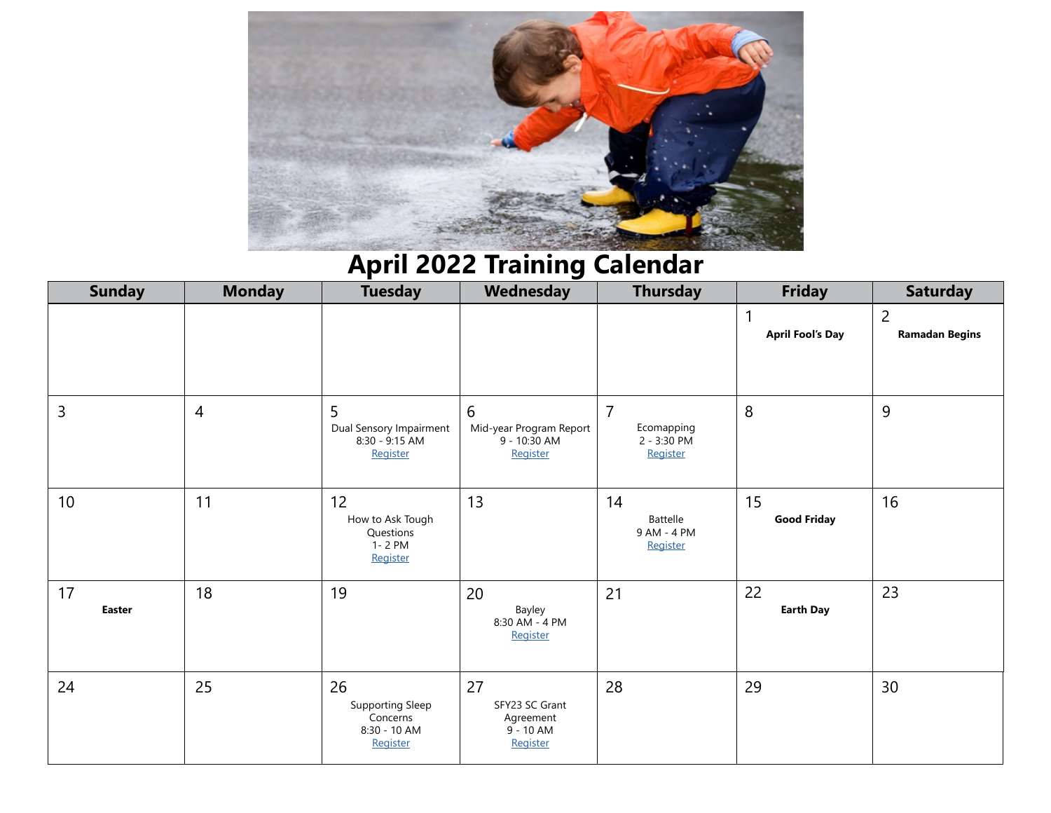# April 2022 Training Calendar

| Sunday | Monday | Tuesday | Wednesday | Thursday | Friday | Saturday |
|---|---|---|---|---|---|---|
| | | | | | 1 **April Fool's Day** | 2 **Ramadan Begins** |
| 3 | 4 | 5 Dual Sensory Impairment 8:30 - 9:15 AM Register | 6 Mid-year Program Report 9 - 10:30 AM Register | 7 Ecomapping 2 - 3:30 PM Register | 8 | 9 |
| 10 | 11 | 12 How to Ask Tough Questions 1- 2 PM Register | 13 | 14 Battelle 9 AM - 4 PM Register | 15 **Good Friday** | 16 |
| 17 **Easter** | 18 | 19 | 20 Bayley 8:30 AM - 4 PM Register | 21 | 22 **Earth Day** | 23 |
| 24 | 25 | 26 Supporting Sleep Concerns 8:30 - 10 AM Register | 27 SFY23 SC Grant Agreement 9 - 10 AM Register | 28 | 29 | 30 |